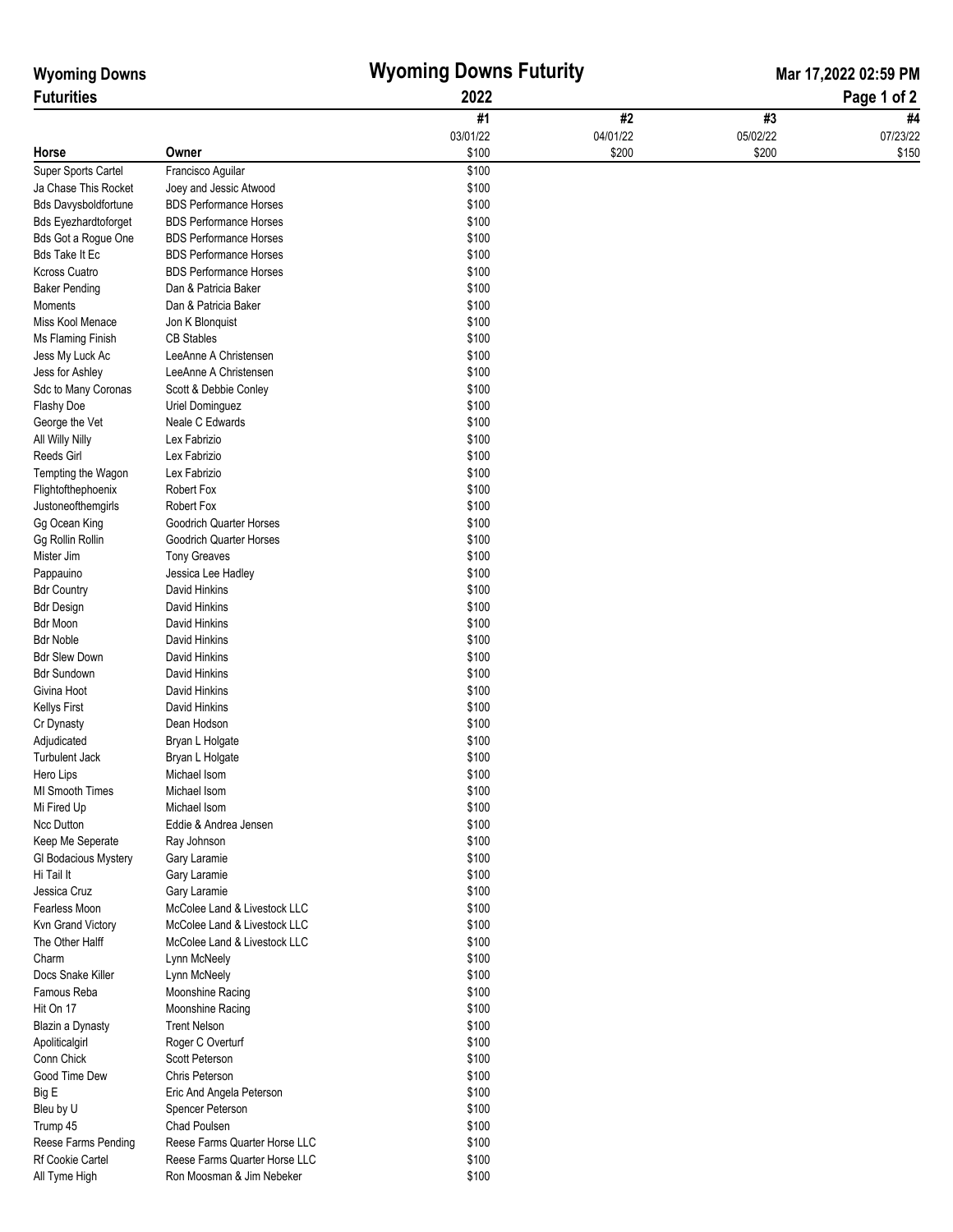# Wyoming Downs Futurity

**Wyoming Downs Futurities**

**2022**

Mar 17,2022 02:59 PM

| Horse | Owner | #1<br>03/01/22<br>$100 | #2<br>04/01/22<br>$200 | #3<br>05/02/22<br>$200 | #4<br>07/23/22<br>$150 |
|---|---|---|---|---|---|
| Super Sports Cartel | Francisco Aguilar | $100 | | | |
| Ja Chase This Rocket | Joey and Jessic Atwood | $100 | | | |
| Bds Davysboldfortune | BDS Performance Horses | $100 | | | |
| Bds Eyezhardtoforget | BDS Performance Horses | $100 | | | |
| Bds Got a Rogue One | BDS Performance Horses | $100 | | | |
| Bds Take It Ec | BDS Performance Horses | $100 | | | |
| Kcross Cuatro | BDS Performance Horses | $100 | | | |
| Baker Pending | Dan & Patricia Baker | $100 | | | |
| Moments | Dan & Patricia Baker | $100 | | | |
| Miss Kool Menace | Jon K Blonquist | $100 | | | |
| Ms Flaming Finish | CB Stables | $100 | | | |
| Jess My Luck Ac | LeeAnne A Christensen | $100 | | | |
| Jess for Ashley | LeeAnne A Christensen | $100 | | | |
| Sdc to Many Coronas | Scott & Debbie Conley | $100 | | | |
| Flashy Doe | Uriel Dominguez | $100 | | | |
| George the Vet | Neale C Edwards | $100 | | | |
| All Willy Nilly | Lex Fabrizio | $100 | | | |
| Reeds Girl | Lex Fabrizio | $100 | | | |
| Tempting the Wagon | Lex Fabrizio | $100 | | | |
| Flightofthephoenix | Robert Fox | $100 | | | |
| Justoneofthemgirls | Robert Fox | $100 | | | |
| Gg Ocean King | Goodrich Quarter Horses | $100 | | | |
| Gg Rollin Rollin | Goodrich Quarter Horses | $100 | | | |
| Mister Jim | Tony Greaves | $100 | | | |
| Pappauino | Jessica Lee Hadley | $100 | | | |
| Bdr Country | David Hinkins | $100 | | | |
| Bdr Design | David Hinkins | $100 | | | |
| Bdr Moon | David Hinkins | $100 | | | |
| Bdr Noble | David Hinkins | $100 | | | |
| Bdr Slew Down | David Hinkins | $100 | | | |
| Bdr Sundown | David Hinkins | $100 | | | |
| Givina Hoot | David Hinkins | $100 | | | |
| Kellys First | David Hinkins | $100 | | | |
| Cr Dynasty | Dean Hodson | $100 | | | |
| Adjudicated | Bryan L Holgate | $100 | | | |
| Turbulent Jack | Bryan L Holgate | $100 | | | |
| Hero Lips | Michael Isom | $100 | | | |
| MI Smooth Times | Michael Isom | $100 | | | |
| Mi Fired Up | Michael Isom | $100 | | | |
| Ncc Dutton | Eddie & Andrea Jensen | $100 | | | |
| Keep Me Seperate | Ray Johnson | $100 | | | |
| Gl Bodacious Mystery | Gary Laramie | $100 | | | |
| Hi Tail It | Gary Laramie | $100 | | | |
| Jessica Cruz | Gary Laramie | $100 | | | |
| Fearless Moon | McColee Land & Livestock LLC | $100 | | | |
| Kvn Grand Victory | McColee Land & Livestock LLC | $100 | | | |
| The Other Halff | McColee Land & Livestock LLC | $100 | | | |
| Charm | Lynn McNeely | $100 | | | |
| Docs Snake Killer | Lynn McNeely | $100 | | | |
| Famous Reba | Moonshine Racing | $100 | | | |
| Hit On 17 | Moonshine Racing | $100 | | | |
| Blazin a Dynasty | Trent Nelson | $100 | | | |
| Apoliticalgirl | Roger C Overturf | $100 | | | |
| Conn Chick | Scott Peterson | $100 | | | |
| Good Time Dew | Chris Peterson | $100 | | | |
| Big E | Eric And Angela Peterson | $100 | | | |
| Bleu by U | Spencer Peterson | $100 | | | |
| Trump 45 | Chad Poulsen | $100 | | | |
| Reese Farms Pending | Reese Farms Quarter Horse LLC | $100 | | | |
| Rf Cookie Cartel | Reese Farms Quarter Horse LLC | $100 | | | |
| All Tyme High | Ron Moosman & Jim Nebeker | $100 | | | |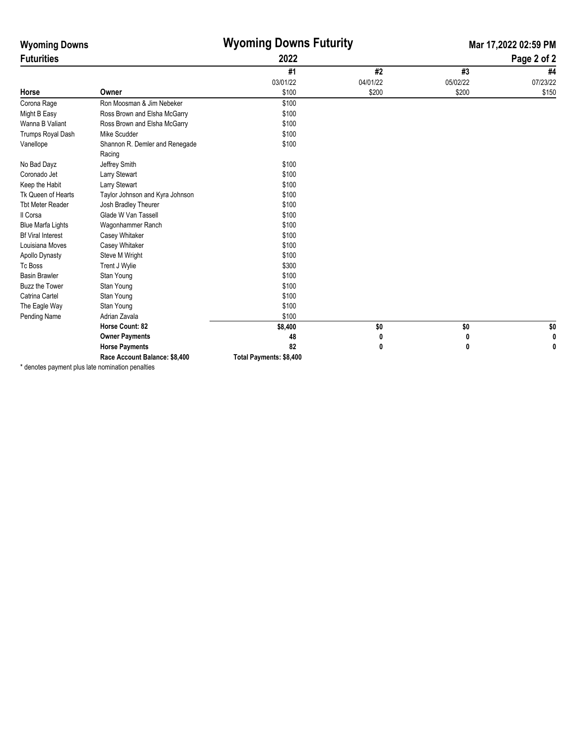| Horse | Owner | #1<br>03/01/22<br>$100 | #2<br>04/01/22<br>$200 | #3<br>05/02/22<br>$200 | #4<br>07/23/22<br>$150 |
|---|---|---|---|---|---|
| Corona Rage | Ron Moosman & Jim Nebeker | $100 | | | |
| Might B Easy | Ross Brown and Elsha McGarry | $100 | | | |
| Wanna B Valiant | Ross Brown and Elsha McGarry | $100 | | | |
| Trumps Royal Dash | Mike Scudder | $100 | | | |
| Vanellope | Shannon R. Demler and Renegade Racing | $100 | | | |
| No Bad Dayz | Jeffrey Smith | $100 | | | |
| Coronado Jet | Larry Stewart | $100 | | | |
| Keep the Habit | Larry Stewart | $100 | | | |
| Tk Queen of Hearts | Taylor Johnson and Kyra Johnson | $100 | | | |
| Tbt Meter Reader | Josh Bradley Theurer | $100 | | | |
| Il Corsa | Glade W Van Tassell | $100 | | | |
| Blue Marfa Lights | Wagonhammer Ranch | $100 | | | |
| Bf Viral Interest | Casey Whitaker | $100 | | | |
| Louisiana Moves | Casey Whitaker | $100 | | | |
| Apollo Dynasty | Steve M Wright | $100 | | | |
| Tc Boss | Trent J Wylie | $300 | | | |
| Basin Brawler | Stan Young | $100 | | | |
| Buzz the Tower | Stan Young | $100 | | | |
| Catrina Cartel | Stan Young | $100 | | | |
| The Eagle Way | Stan Young | $100 | | | |
| Pending Name | Adrian Zavala | $100 | | | |
| | **Horse Count: 82** | **$8,400** | **$0** | **$0** | **$0** |
| | **Owner Payments** | **48** | **0** | **0** | **0** |
| | **Horse Payments** | **82** | **0** | **0** | **0** |
| | **Race Account Balance: $8,400** | **Total Payments: $8,400** | | | |

* denotes payment plus late nomination penalties